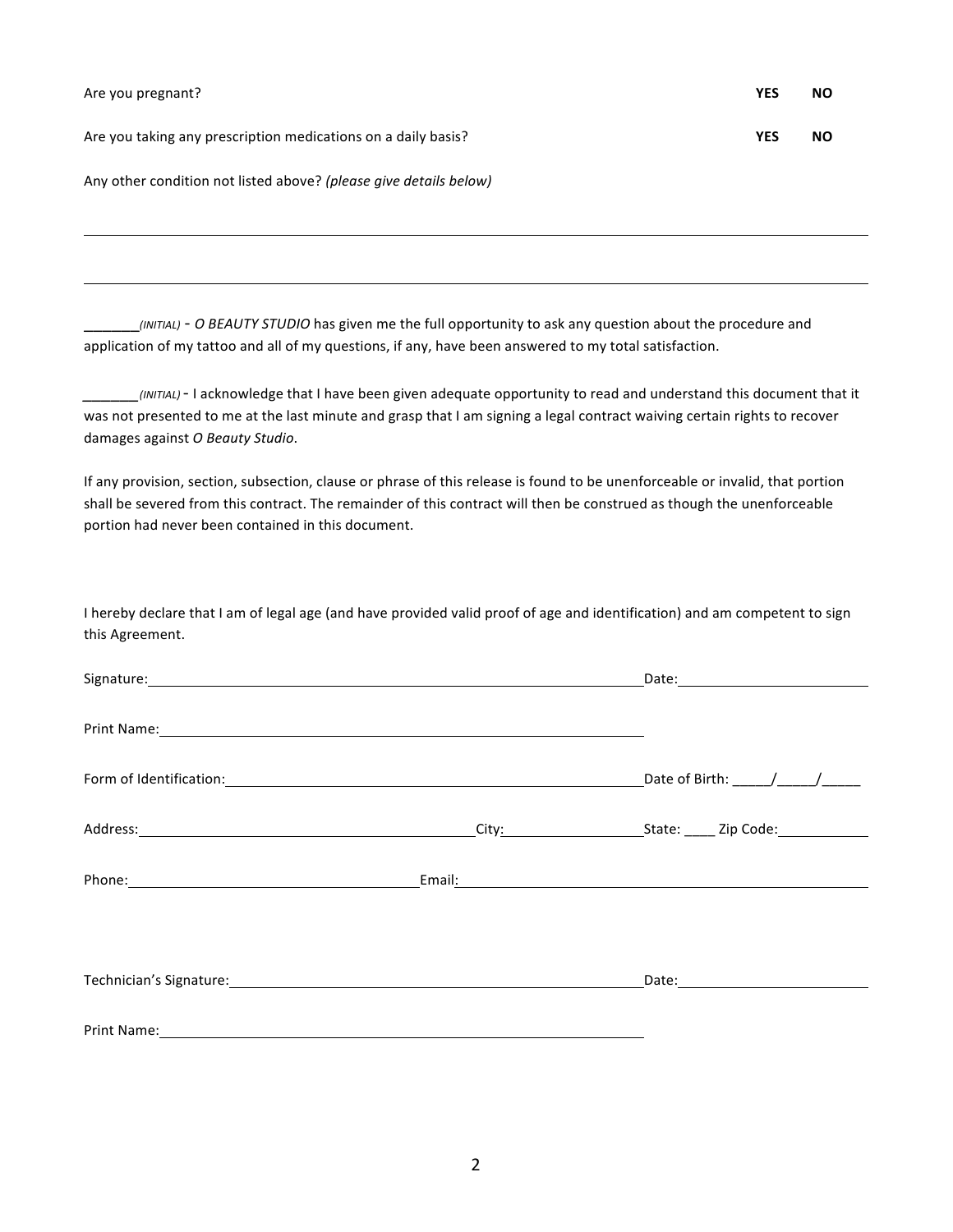Are you pregnant? **YES** **NO**

Are you taking any prescription medications on a daily basis? **YES** **NO**

Any other condition not listed above? *(please give details below)*

______________________________________________________________________________

______________________________________________________________________________

_______*(INITIAL)* - *O BEAUTY STUDIO* has given me the full opportunity to ask any question about the procedure and application of my tattoo and all of my questions, if any, have been answered to my total satisfaction.

_______*(INITIAL)* - I acknowledge that I have been given adequate opportunity to read and understand this document that it was not presented to me at the last minute and grasp that I am signing a legal contract waiving certain rights to recover damages against *O Beauty Studio*.

If any provision, section, subsection, clause or phrase of this release is found to be unenforceable or invalid, that portion shall be severed from this contract. The remainder of this contract will then be construed as though the unenforceable portion had never been contained in this document.

I hereby declare that I am of legal age (and have provided valid proof of age and identification) and am competent to sign this Agreement.

Signature:______________________________________________ Date:____________________

Print Name:_____________________________________________

Form of Identification:___________________________________ Date of Birth: _____/_____/_____

Address:_______________________________ City:_______________ State: ____ Zip Code:__________

Phone:___________________________ Email:_____________________________________

Technician's Signature:___________________________________ Date:____________________

Print Name:_____________________________________________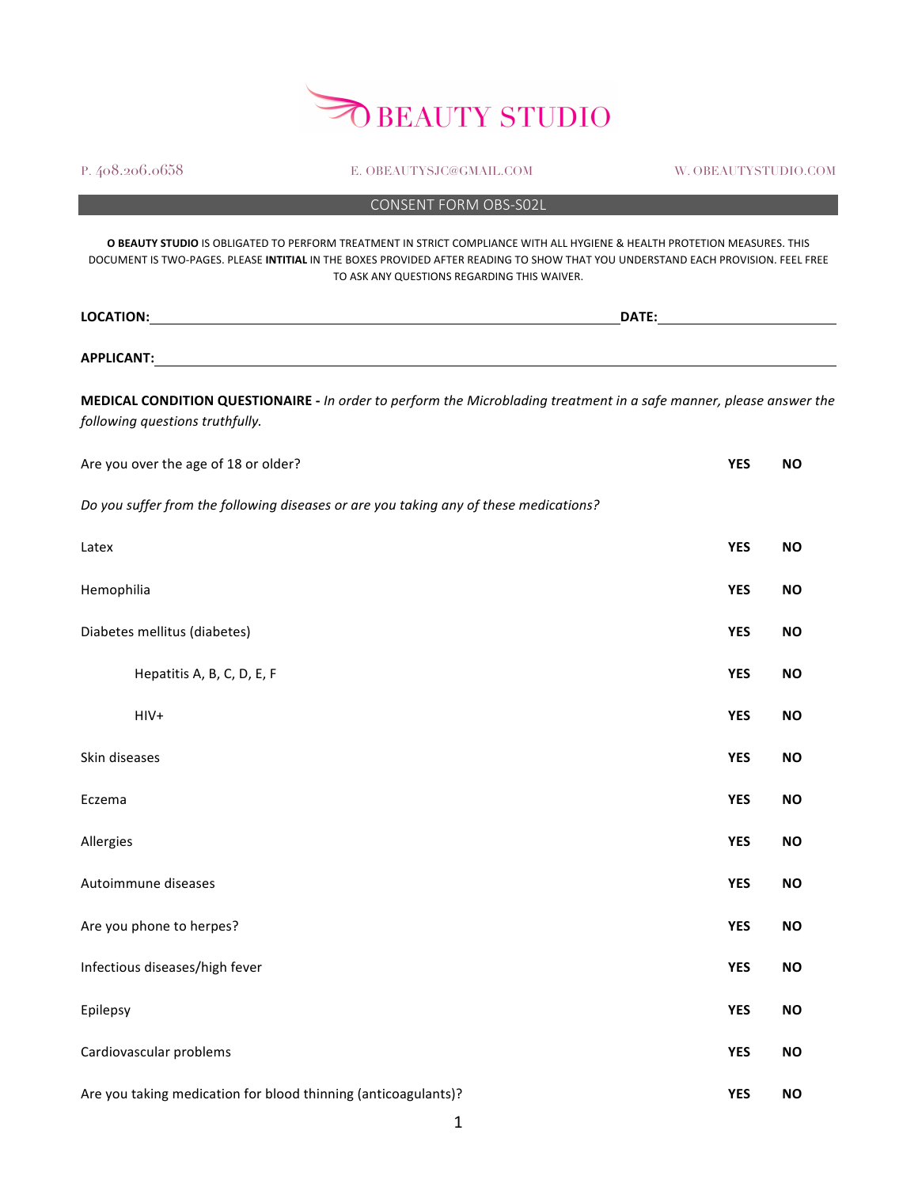# O BEAUTY STUDIO

P. 408.206.0658 E. OBEAUTYSJC@GMAIL.COM W. OBEAUTYSTUDIO.COM

## CONSENT FORM OBS-S02L

**O BEAUTY STUDIO** IS OBLIGATED TO PERFORM TREATMENT IN STRICT COMPLIANCE WITH ALL HYGIENE & HEALTH PROTETION MEASURES. THIS DOCUMENT IS TWO-PAGES. PLEASE **INTITIAL** IN THE BOXES PROVIDED AFTER READING TO SHOW THAT YOU UNDERSTAND EACH PROVISION. FEEL FREE TO ASK ANY QUESTIONS REGARDING THIS WAIVER.

**LOCATION:** ______________________________ **DATE:** ______________

**APPLICANT:** ______________________________________________

**MEDICAL CONDITION QUESTIONAIRE -** *In order to perform the Microblading treatment in a safe manner, please answer the following questions truthfully.*

| | | |
|---|---|---|
| Are you over the age of 18 or older? | **YES** | **NO** |

*Do you suffer from the following diseases or are you taking any of these medications?*

| | | |
|---|---|---|
| Latex | **YES** | **NO** |
| Hemophilia | **YES** | **NO** |
| Diabetes mellitus (diabetes) | **YES** | **NO** |
| Hepatitis A, B, C, D, E, F | **YES** | **NO** |
| HIV+ | **YES** | **NO** |
| Skin diseases | **YES** | **NO** |
| Eczema | **YES** | **NO** |
| Allergies | **YES** | **NO** |
| Autoimmune diseases | **YES** | **NO** |
| Are you phone to herpes? | **YES** | **NO** |
| Infectious diseases/high fever | **YES** | **NO** |
| Epilepsy | **YES** | **NO** |
| Cardiovascular problems | **YES** | **NO** |
| Are you taking medication for blood thinning (anticoagulants)? | **YES** | **NO** |